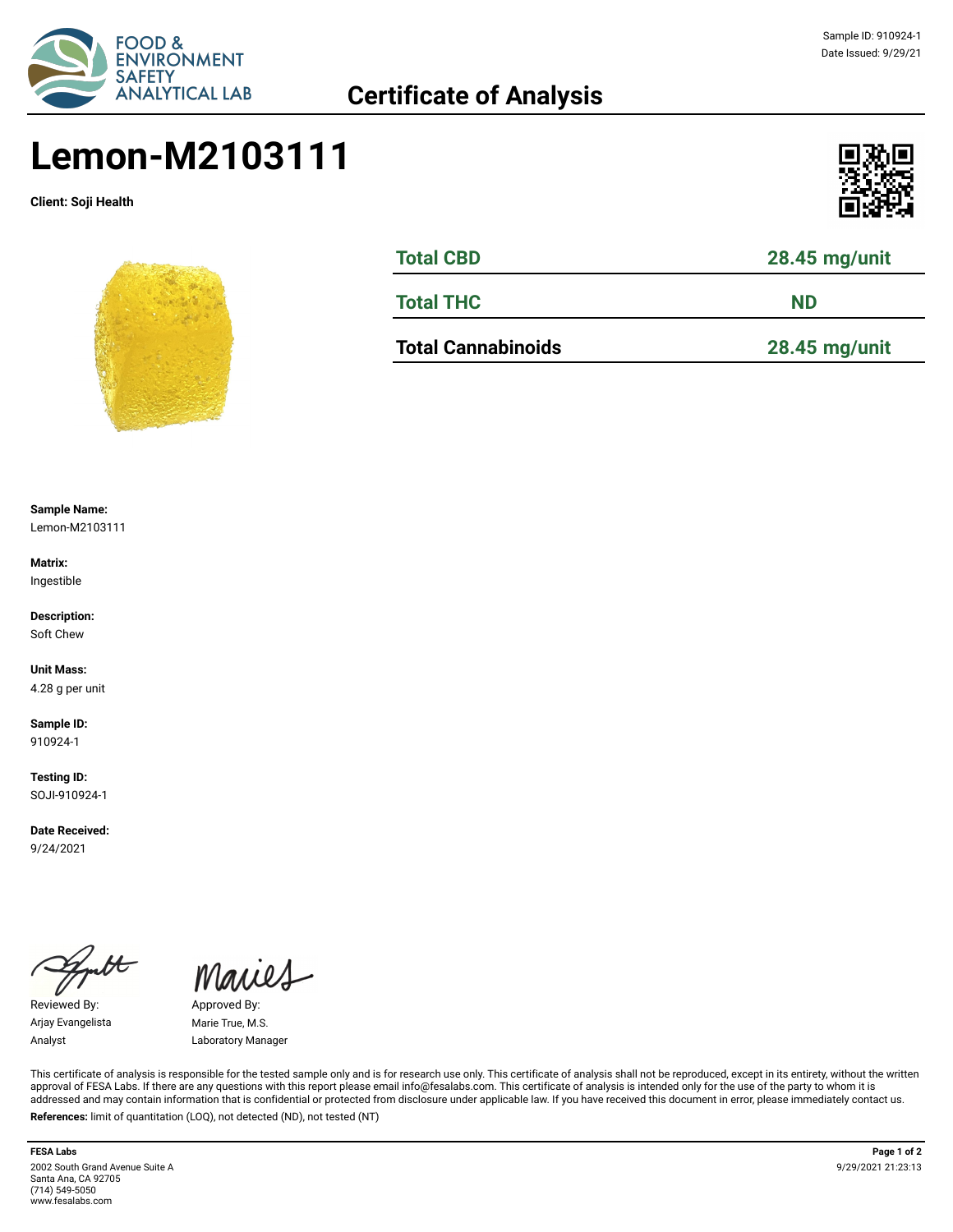FOOD & ENVIRONMENT SAFETY ANALYTICAL LAB

Sample ID: 910924-1
Date Issued: 9/29/21

## Certificate of Analysis

# Lemon-M2103111

**Client: Soji Health**

| | |
|---|---|
| **Total CBD** | **28.45 mg/unit** |
| **Total THC** | **ND** |
| **Total Cannabinoids** | **28.45 mg/unit** |

**Sample Name:**
Lemon-M2103111

**Matrix:**
Ingestible

**Description:**
Soft Chew

**Unit Mass:**
4.28 g per unit

**Sample ID:**
910924-1

**Testing ID:**
SOJI-910924-1

**Date Received:**
9/24/2021

Reviewed By:
Arjay Evangelista
Analyst

Approved By:
Marie True, M.S.
Laboratory Manager

This certificate of analysis is responsible for the tested sample only and is for research use only. This certificate of analysis shall not be reproduced, except in its entirety, without the written approval of FESA Labs. If there are any questions with this report please email info@fesalabs.com. This certificate of analysis is intended only for the use of the party to whom it is addressed and may contain information that is confidential or protected from disclosure under applicable law. If you have received this document in error, please immediately contact us.

**References:** limit of quantitation (LOQ), not detected (ND), not tested (NT)

**FESA Labs**
2002 South Grand Avenue Suite A
Santa Ana, CA 92705
(714) 549-5050
www.fesalabs.com

9/29/2021 21:23:13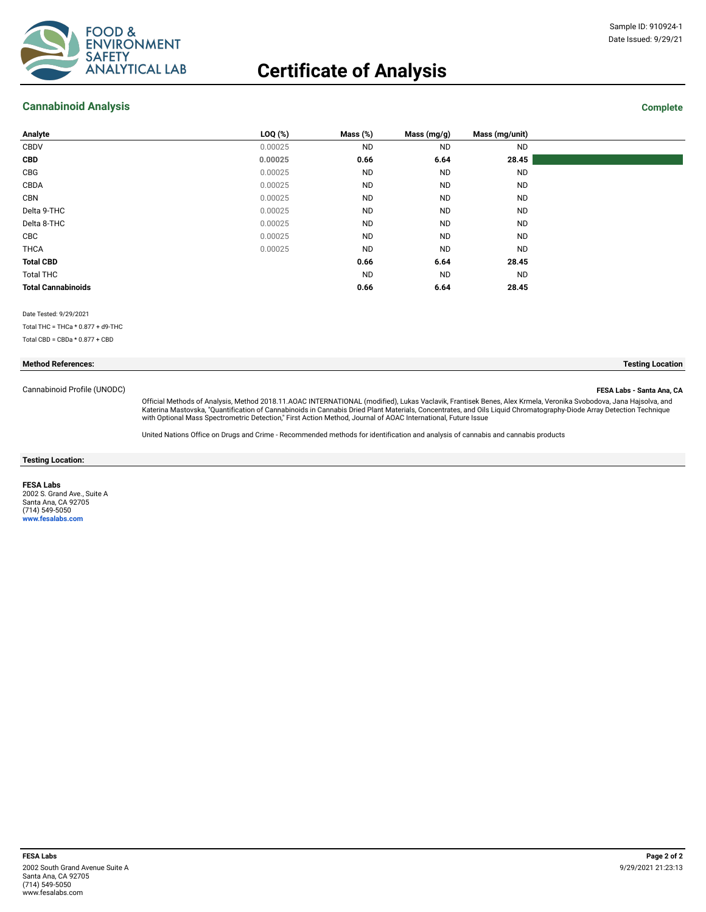Sample ID: 910924-1
Date Issued: 9/29/21

# Certificate of Analysis

## Cannabinoid Analysis

**Complete**

| Analyte | LOQ (%) | Mass (%) | Mass (mg/g) | Mass (mg/unit) |
|---|---|---|---|---|
| CBDV | 0.00025 | ND | ND | ND |
| **CBD** | **0.00025** | **0.66** | **6.64** | **28.45** |
| CBG | 0.00025 | ND | ND | ND |
| CBDA | 0.00025 | ND | ND | ND |
| CBN | 0.00025 | ND | ND | ND |
| Delta 9-THC | 0.00025 | ND | ND | ND |
| Delta 8-THC | 0.00025 | ND | ND | ND |
| CBC | 0.00025 | ND | ND | ND |
| THCA | 0.00025 | ND | ND | ND |
| **Total CBD** | | **0.66** | **6.64** | **28.45** |
| Total THC | | ND | ND | ND |
| **Total Cannabinoids** | | **0.66** | **6.64** | **28.45** |

Date Tested: 9/29/2021

Total THC = THCa * 0.877 + d9-THC

Total CBD = CBDa * 0.877 + CBD

**Method References:** **Testing Location**

Cannabinoid Profile (UNODC) **FESA Labs - Santa Ana, CA**

Official Methods of Analysis, Method 2018.11.AOAC INTERNATIONAL (modified), Lukas Vaclavik, Frantisek Benes, Alex Krmela, Veronika Svobodova, Jana Hajsolva, and Katerina Mastovska, "Quantification of Cannabinoids in Cannabis Dried Plant Materials, Concentrates, and Oils Liquid Chromatography-Diode Array Detection Technique with Optional Mass Spectrometric Detection," First Action Method, Journal of AOAC International, Future Issue

United Nations Office on Drugs and Crime - Recommended methods for identification and analysis of cannabis and cannabis products

**Testing Location:**

**FESA Labs**
2002 S. Grand Ave., Suite A
Santa Ana, CA 92705
(714) 549-5050
www.fesalabs.com